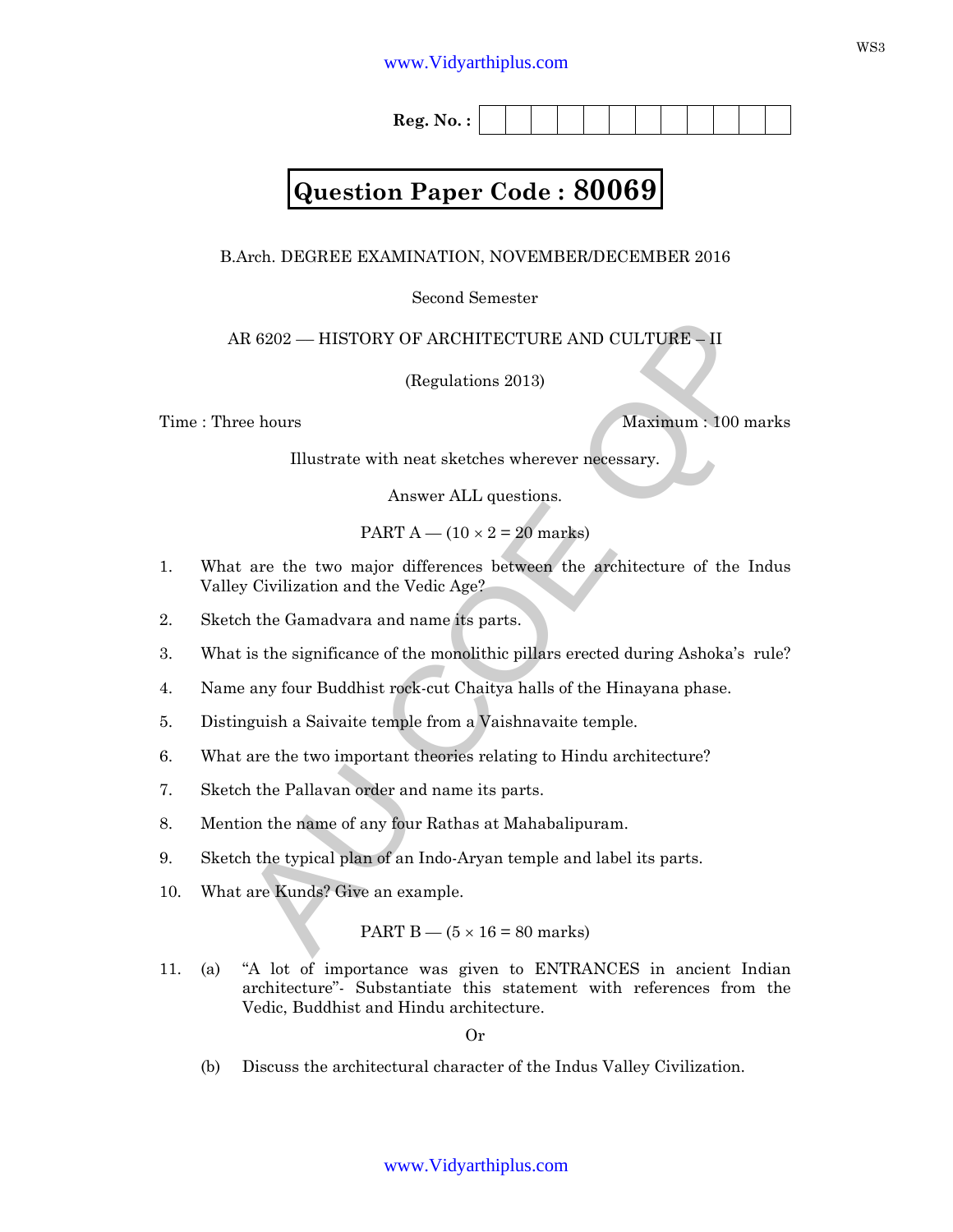Reg. No. :

# Question Paper Code : 80069

B.Arch. DEGREE EXAMINATION, NOVEMBER/DECEMBER 2016

Second Semester

AR 6202 — HISTORY OF ARCHITECTURE AND CULTURE – II

(Regulations 2013)

Time : Three hours Maximum : 100 marks

Illustrate with neat sketches wherever necessary.

Answer ALL questions.

PART A — (10 × 2 = 20 marks)

1. What are the two major differences between the architecture of the Indus Valley Civilization and the Vedic Age?
2. Sketch the Gamadvara and name its parts.
3. What is the significance of the monolithic pillars erected during Ashoka's rule?
4. Name any four Buddhist rock-cut Chaitya halls of the Hinayana phase.
5. Distinguish a Saivaite temple from a Vaishnavaite temple.
6. What are the two important theories relating to Hindu architecture?
7. Sketch the Pallavan order and name its parts.
8. Mention the name of any four Rathas at Mahabalipuram.
9. Sketch the typical plan of an Indo-Aryan temple and label its parts.
10. What are Kunds? Give an example.

PART B — (5 × 16 = 80 marks)

11. (a) "A lot of importance was given to ENTRANCES in ancient Indian architecture"- Substantiate this statement with references from the Vedic, Buddhist and Hindu architecture.

Or

(b) Discuss the architectural character of the Indus Valley Civilization.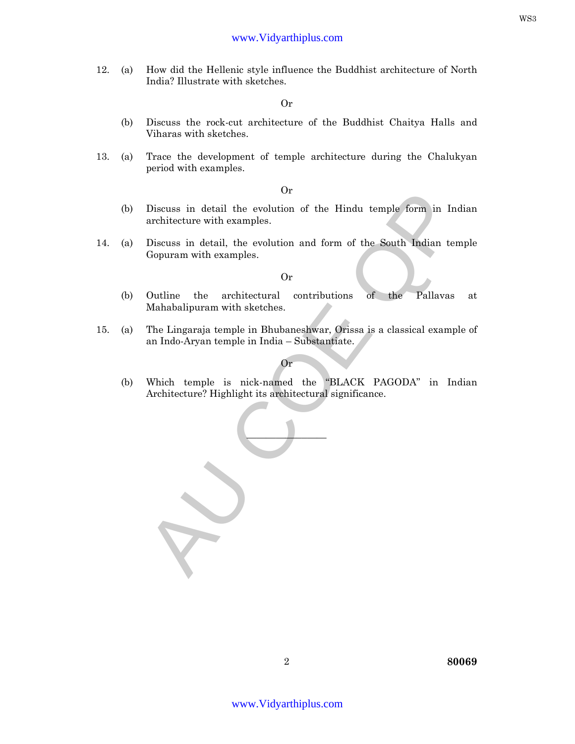12. (a) How did the Hellenic style influence the Buddhist architecture of North India? Illustrate with sketches.

Or

(b) Discuss the rock-cut architecture of the Buddhist Chaitya Halls and Viharas with sketches.

13. (a) Trace the development of temple architecture during the Chalukyan period with examples.

Or

(b) Discuss in detail the evolution of the Hindu temple form in Indian architecture with examples.

14. (a) Discuss in detail, the evolution and form of the South Indian temple Gopuram with examples.

Or

(b) Outline the architectural contributions of the Pallavas at Mahabalipuram with sketches.

15. (a) The Lingaraja temple in Bhubaneshwar, Orissa is a classical example of an Indo-Aryan temple in India – Substantiate.

Or

(b) Which temple is nick-named the "BLACK PAGODA" in Indian Architecture? Highlight its architectural significance.

———————